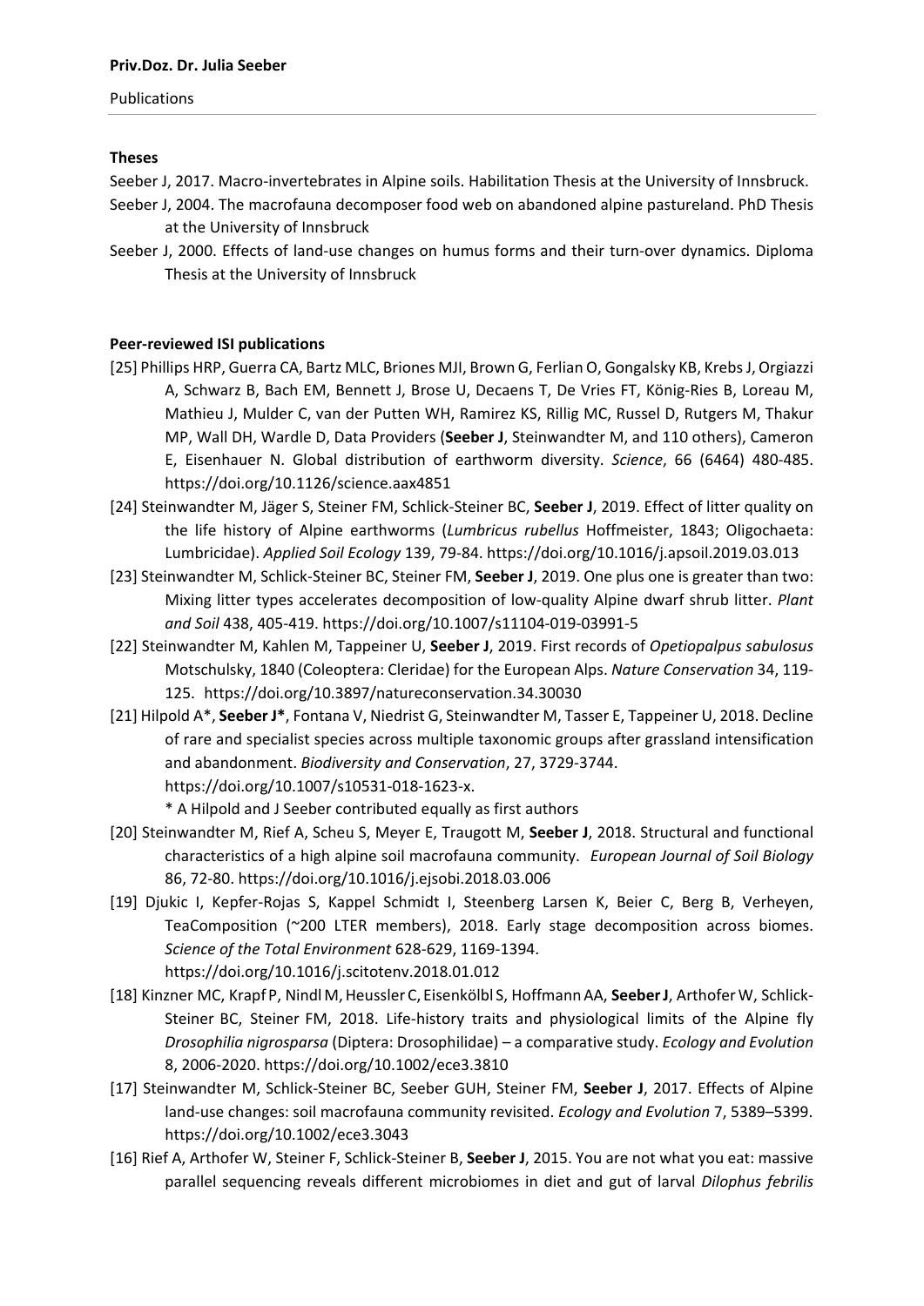**Priv.Doz. Dr. Julia Seeber**

Publications

**Theses**

Seeber J, 2017. Macro-invertebrates in Alpine soils. Habilitation Thesis at the University of Innsbruck.

Seeber J, 2004. The macrofauna decomposer food web on abandoned alpine pastureland. PhD Thesis at the University of Innsbruck

Seeber J, 2000. Effects of land-use changes on humus forms and their turn-over dynamics. Diploma Thesis at the University of Innsbruck

**Peer-reviewed ISI publications**

[25] Phillips HRP, Guerra CA, Bartz MLC, Briones MJI, Brown G, Ferlian O, Gongalsky KB, Krebs J, Orgiazzi A, Schwarz B, Bach EM, Bennett J, Brose U, Decaens T, De Vries FT, König-Ries B, Loreau M, Mathieu J, Mulder C, van der Putten WH, Ramirez KS, Rillig MC, Russel D, Rutgers M, Thakur MP, Wall DH, Wardle D, Data Providers (**Seeber J**, Steinwandter M, and 110 others), Cameron E, Eisenhauer N. Global distribution of earthworm diversity. *Science*, 66 (6464) 480-485. https://doi.org/10.1126/science.aax4851

[24] Steinwandter M, Jäger S, Steiner FM, Schlick-Steiner BC, **Seeber J**, 2019. Effect of litter quality on the life history of Alpine earthworms (*Lumbricus rubellus* Hoffmeister, 1843; Oligochaeta: Lumbricidae). *Applied Soil Ecology* 139, 79-84. https://doi.org/10.1016/j.apsoil.2019.03.013

[23] Steinwandter M, Schlick-Steiner BC, Steiner FM, **Seeber J**, 2019. One plus one is greater than two: Mixing litter types accelerates decomposition of low-quality Alpine dwarf shrub litter. *Plant and Soil* 438, 405-419. https://doi.org/10.1007/s11104-019-03991-5

[22] Steinwandter M, Kahlen M, Tappeiner U, **Seeber J**, 2019. First records of *Opetiopalpus sabulosus* Motschulsky, 1840 (Coleoptera: Cleridae) for the European Alps. *Nature Conservation* 34, 119-125. https://doi.org/10.3897/natureconservation.34.30030

[21] Hilpold A\*, **Seeber J\***, Fontana V, Niedrist G, Steinwandter M, Tasser E, Tappeiner U, 2018. Decline of rare and specialist species across multiple taxonomic groups after grassland intensification and abandonment. *Biodiversity and Conservation*, 27, 3729-3744. https://doi.org/10.1007/s10531-018-1623-x.
\* A Hilpold and J Seeber contributed equally as first authors

[20] Steinwandter M, Rief A, Scheu S, Meyer E, Traugott M, **Seeber J**, 2018. Structural and functional characteristics of a high alpine soil macrofauna community. *European Journal of Soil Biology* 86, 72-80. https://doi.org/10.1016/j.ejsobi.2018.03.006

[19] Djukic I, Kepfer-Rojas S, Kappel Schmidt I, Steenberg Larsen K, Beier C, Berg B, Verheyen, TeaComposition (~200 LTER members), 2018. Early stage decomposition across biomes. *Science of the Total Environment* 628-629, 1169-1394. https://doi.org/10.1016/j.scitotenv.2018.01.012

[18] Kinzner MC, Krapf P, Nindl M, Heussler C, Eisenkölbl S, Hoffmann AA, **Seeber J**, Arthofer W, Schlick-Steiner BC, Steiner FM, 2018. Life-history traits and physiological limits of the Alpine fly *Drosophilia nigrosparsa* (Diptera: Drosophilidae) – a comparative study. *Ecology and Evolution* 8, 2006-2020. https://doi.org/10.1002/ece3.3810

[17] Steinwandter M, Schlick-Steiner BC, Seeber GUH, Steiner FM, **Seeber J**, 2017. Effects of Alpine land-use changes: soil macrofauna community revisited. *Ecology and Evolution* 7, 5389–5399. https://doi.org/10.1002/ece3.3043

[16] Rief A, Arthofer W, Steiner F, Schlick-Steiner B, **Seeber J**, 2015. You are not what you eat: massive parallel sequencing reveals different microbiomes in diet and gut of larval *Dilophus febrilis*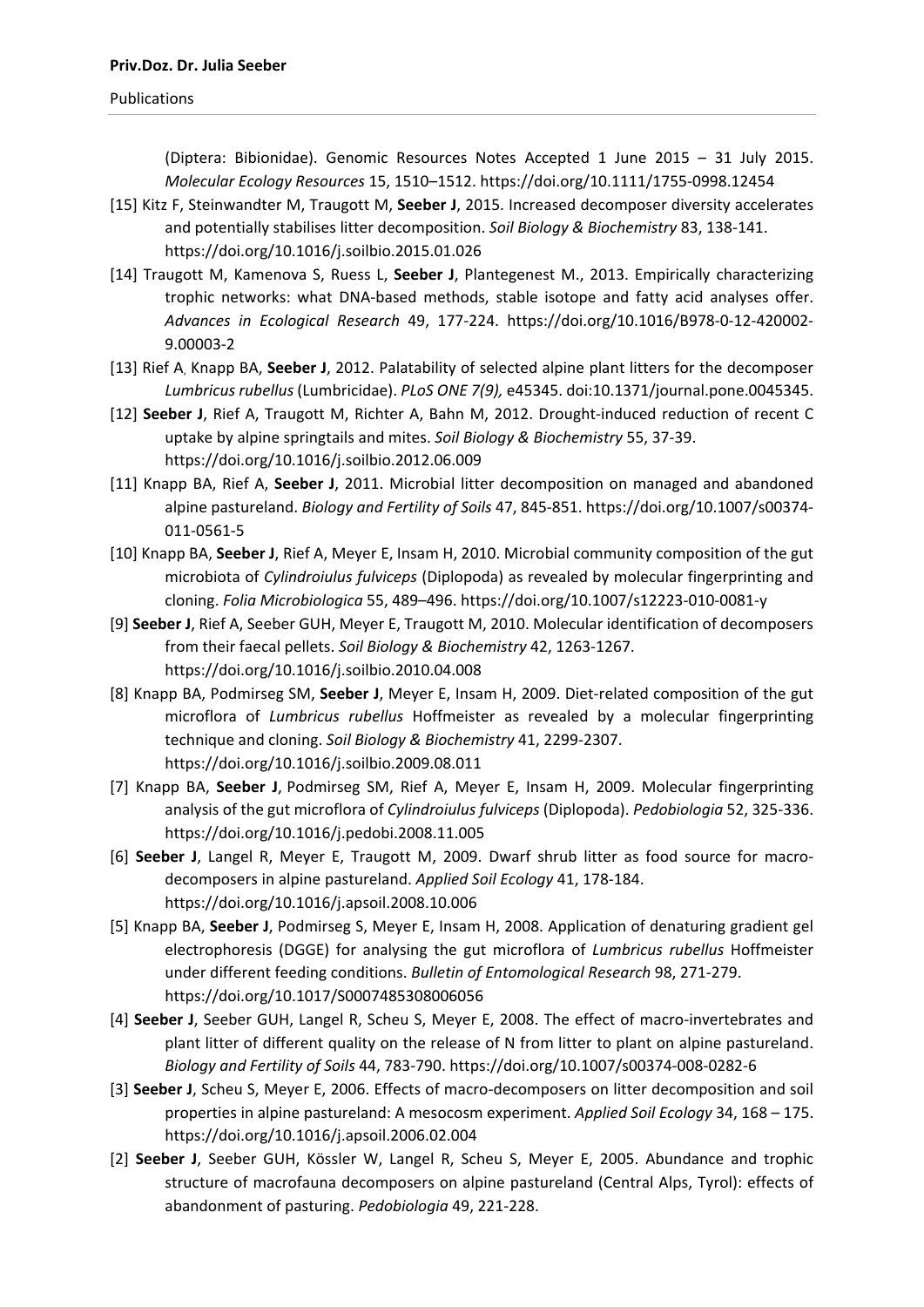(Diptera: Bibionidae). Genomic Resources Notes Accepted 1 June 2015 – 31 July 2015. *Molecular Ecology Resources* 15, 1510–1512. https://doi.org/10.1111/1755-0998.12454

[15] Kitz F, Steinwandter M, Traugott M, **Seeber J**, 2015. Increased decomposer diversity accelerates and potentially stabilises litter decomposition. *Soil Biology & Biochemistry* 83, 138-141. https://doi.org/10.1016/j.soilbio.2015.01.026

[14] Traugott M, Kamenova S, Ruess L, **Seeber J**, Plantegenest M., 2013. Empirically characterizing trophic networks: what DNA-based methods, stable isotope and fatty acid analyses offer. *Advances in Ecological Research* 49, 177-224. https://doi.org/10.1016/B978-0-12-420002-9.00003-2

[13] Rief A, Knapp BA, **Seeber J**, 2012. Palatability of selected alpine plant litters for the decomposer *Lumbricus rubellus* (Lumbricidae). *PLoS ONE 7(9),* e45345. doi:10.1371/journal.pone.0045345.

[12] **Seeber J**, Rief A, Traugott M, Richter A, Bahn M, 2012. Drought-induced reduction of recent C uptake by alpine springtails and mites. *Soil Biology & Biochemistry* 55, 37-39. https://doi.org/10.1016/j.soilbio.2012.06.009

[11] Knapp BA, Rief A, **Seeber J**, 2011. Microbial litter decomposition on managed and abandoned alpine pastureland. *Biology and Fertility of Soils* 47, 845-851. https://doi.org/10.1007/s00374-011-0561-5

[10] Knapp BA, **Seeber J**, Rief A, Meyer E, Insam H, 2010. Microbial community composition of the gut microbiota of *Cylindroiulus fulviceps* (Diplopoda) as revealed by molecular fingerprinting and cloning. *Folia Microbiologica* 55, 489–496. https://doi.org/10.1007/s12223-010-0081-y

[9] **Seeber J**, Rief A, Seeber GUH, Meyer E, Traugott M, 2010. Molecular identification of decomposers from their faecal pellets. *Soil Biology & Biochemistry* 42, 1263-1267. https://doi.org/10.1016/j.soilbio.2010.04.008

[8] Knapp BA, Podmirseg SM, **Seeber J**, Meyer E, Insam H, 2009. Diet-related composition of the gut microflora of *Lumbricus rubellus* Hoffmeister as revealed by a molecular fingerprinting technique and cloning. *Soil Biology & Biochemistry* 41, 2299-2307. https://doi.org/10.1016/j.soilbio.2009.08.011

[7] Knapp BA, **Seeber J**, Podmirseg SM, Rief A, Meyer E, Insam H, 2009. Molecular fingerprinting analysis of the gut microflora of *Cylindroiulus fulviceps* (Diplopoda). *Pedobiologia* 52, 325-336. https://doi.org/10.1016/j.pedobi.2008.11.005

[6] **Seeber J**, Langel R, Meyer E, Traugott M, 2009. Dwarf shrub litter as food source for macro-decomposers in alpine pastureland. *Applied Soil Ecology* 41, 178-184. https://doi.org/10.1016/j.apsoil.2008.10.006

[5] Knapp BA, **Seeber J**, Podmirseg S, Meyer E, Insam H, 2008. Application of denaturing gradient gel electrophoresis (DGGE) for analysing the gut microflora of *Lumbricus rubellus* Hoffmeister under different feeding conditions. *Bulletin of Entomological Research* 98, 271-279. https://doi.org/10.1017/S0007485308006056

[4] **Seeber J**, Seeber GUH, Langel R, Scheu S, Meyer E, 2008. The effect of macro-invertebrates and plant litter of different quality on the release of N from litter to plant on alpine pastureland. *Biology and Fertility of Soils* 44, 783-790. https://doi.org/10.1007/s00374-008-0282-6

[3] **Seeber J**, Scheu S, Meyer E, 2006. Effects of macro-decomposers on litter decomposition and soil properties in alpine pastureland: A mesocosm experiment. *Applied Soil Ecology* 34, 168 – 175. https://doi.org/10.1016/j.apsoil.2006.02.004

[2] **Seeber J**, Seeber GUH, Kössler W, Langel R, Scheu S, Meyer E, 2005. Abundance and trophic structure of macrofauna decomposers on alpine pastureland (Central Alps, Tyrol): effects of abandonment of pasturing. *Pedobiologia* 49, 221-228.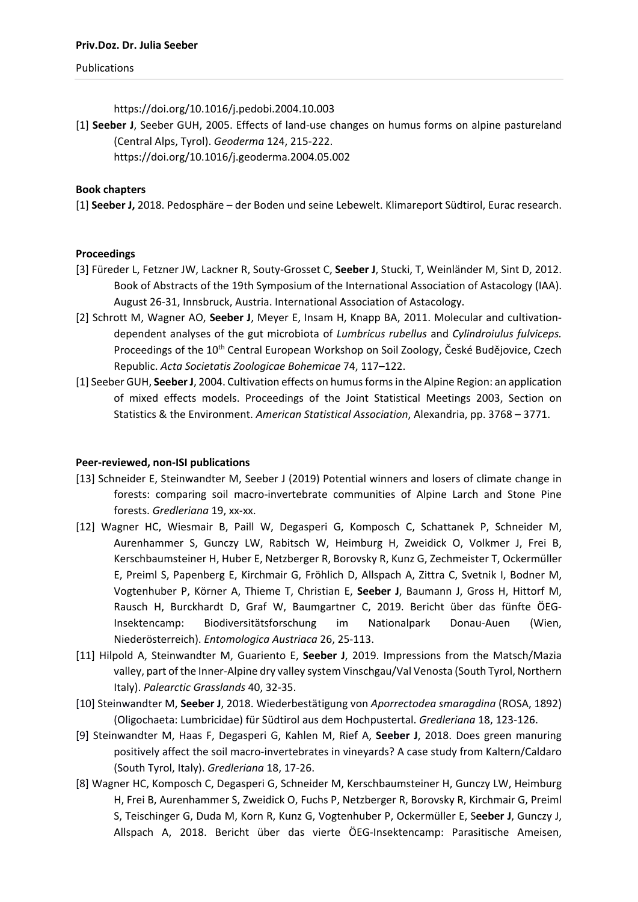https://doi.org/10.1016/j.pedobi.2004.10.003

[1] **Seeber J**, Seeber GUH, 2005. Effects of land-use changes on humus forms on alpine pastureland (Central Alps, Tyrol). *Geoderma* 124, 215-222. https://doi.org/10.1016/j.geoderma.2004.05.002

**Book chapters**

[1] **Seeber J,** 2018. Pedosphäre – der Boden und seine Lebewelt. Klimareport Südtirol, Eurac research.

**Proceedings**

[3] Füreder L, Fetzner JW, Lackner R, Souty-Grosset C, **Seeber J**, Stucki, T, Weinländer M, Sint D, 2012. Book of Abstracts of the 19th Symposium of the International Association of Astacology (IAA). August 26-31, Innsbruck, Austria. International Association of Astacology.

[2] Schrott M, Wagner AO, **Seeber J**, Meyer E, Insam H, Knapp BA, 2011. Molecular and cultivation-dependent analyses of the gut microbiota of *Lumbricus rubellus* and *Cylindroiulus fulviceps.* Proceedings of the 10th Central European Workshop on Soil Zoology, České Budějovice, Czech Republic. *Acta Societatis Zoologicae Bohemicae* 74, 117–122.

[1] Seeber GUH, **Seeber J**, 2004. Cultivation effects on humus forms in the Alpine Region: an application of mixed effects models. Proceedings of the Joint Statistical Meetings 2003, Section on Statistics & the Environment. *American Statistical Association*, Alexandria, pp. 3768 – 3771.

**Peer-reviewed, non-ISI publications**

[13] Schneider E, Steinwandter M, Seeber J (2019) Potential winners and losers of climate change in forests: comparing soil macro-invertebrate communities of Alpine Larch and Stone Pine forests. *Gredleriana* 19, xx-xx.

[12] Wagner HC, Wiesmair B, Paill W, Degasperi G, Komposch C, Schattanek P, Schneider M, Aurenhammer S, Gunczy LW, Rabitsch W, Heimburg H, Zweidick O, Volkmer J, Frei B, Kerschbaumsteiner H, Huber E, Netzberger R, Borovsky R, Kunz G, Zechmeister T, Ockermüller E, Preiml S, Papenberg E, Kirchmair G, Fröhlich D, Allspach A, Zittra C, Svetnik I, Bodner M, Vogtenhuber P, Körner A, Thieme T, Christian E, **Seeber J**, Baumann J, Gross H, Hittorf M, Rausch H, Burckhardt D, Graf W, Baumgartner C, 2019. Bericht über das fünfte ÖEG-Insektencamp: Biodiversitätsforschung im Nationalpark Donau-Auen (Wien, Niederösterreich). *Entomologica Austriaca* 26, 25-113.

[11] Hilpold A, Steinwandter M, Guariento E, **Seeber J**, 2019. Impressions from the Matsch/Mazia valley, part of the Inner-Alpine dry valley system Vinschgau/Val Venosta (South Tyrol, Northern Italy). *Palearctic Grasslands* 40, 32-35.

[10] Steinwandter M, **Seeber J**, 2018. Wiederbestätigung von *Aporrectodea smaragdina* (ROSA, 1892) (Oligochaeta: Lumbricidae) für Südtirol aus dem Hochpustertal. *Gredleriana* 18, 123-126.

[9] Steinwandter M, Haas F, Degasperi G, Kahlen M, Rief A, **Seeber J**, 2018. Does green manuring positively affect the soil macro-invertebrates in vineyards? A case study from Kaltern/Caldaro (South Tyrol, Italy). *Gredleriana* 18, 17-26.

[8] Wagner HC, Komposch C, Degasperi G, Schneider M, Kerschbaumsteiner H, Gunczy LW, Heimburg H, Frei B, Aurenhammer S, Zweidick O, Fuchs P, Netzberger R, Borovsky R, Kirchmair G, Preiml S, Teischinger G, Duda M, Korn R, Kunz G, Vogtenhuber P, Ockermüller E, S**eeber J**, Gunczy J, Allspach A, 2018. Bericht über das vierte ÖEG-Insektencamp: Parasitische Ameisen,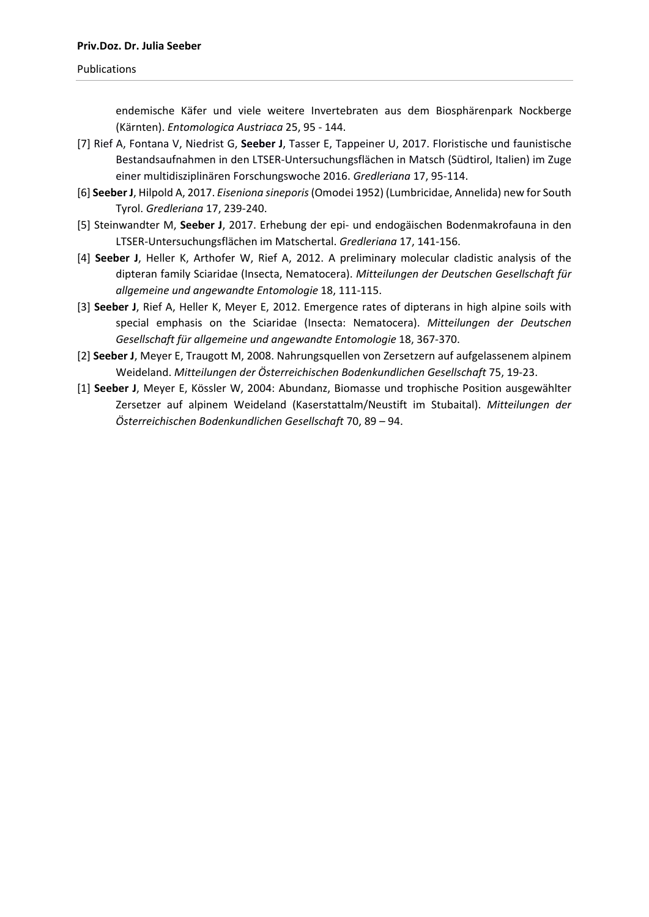endemische Käfer und viele weitere Invertebraten aus dem Biosphärenpark Nockberge (Kärnten). *Entomologica Austriaca* 25, 95 - 144.

[7] Rief A, Fontana V, Niedrist G, **Seeber J**, Tasser E, Tappeiner U, 2017. Floristische und faunistische Bestandsaufnahmen in den LTSER-Untersuchungsflächen in Matsch (Südtirol, Italien) im Zuge einer multidisziplinären Forschungswoche 2016. *Gredleriana* 17, 95-114.

[6] **Seeber J**, Hilpold A, 2017. *Eiseniona sineporis* (Omodei 1952) (Lumbricidae, Annelida) new for South Tyrol. *Gredleriana* 17, 239-240.

[5] Steinwandter M, **Seeber J**, 2017. Erhebung der epi- und endogäischen Bodenmakrofauna in den LTSER-Untersuchungsflächen im Matschertal. *Gredleriana* 17, 141-156.

[4] **Seeber J**, Heller K, Arthofer W, Rief A, 2012. A preliminary molecular cladistic analysis of the dipteran family Sciaridae (Insecta, Nematocera). *Mitteilungen der Deutschen Gesellschaft für allgemeine und angewandte Entomologie* 18, 111-115.

[3] **Seeber J**, Rief A, Heller K, Meyer E, 2012. Emergence rates of dipterans in high alpine soils with special emphasis on the Sciaridae (Insecta: Nematocera). *Mitteilungen der Deutschen Gesellschaft für allgemeine und angewandte Entomologie* 18, 367-370.

[2] **Seeber J**, Meyer E, Traugott M, 2008. Nahrungsquellen von Zersetzern auf aufgelassenem alpinem Weideland. *Mitteilungen der Österreichischen Bodenkundlichen Gesellschaft* 75, 19-23.

[1] **Seeber J**, Meyer E, Kössler W, 2004: Abundanz, Biomasse und trophische Position ausgewählter Zersetzer auf alpinem Weideland (Kaserstattalm/Neustift im Stubaital). *Mitteilungen der Österreichischen Bodenkundlichen Gesellschaft* 70, 89 – 94.